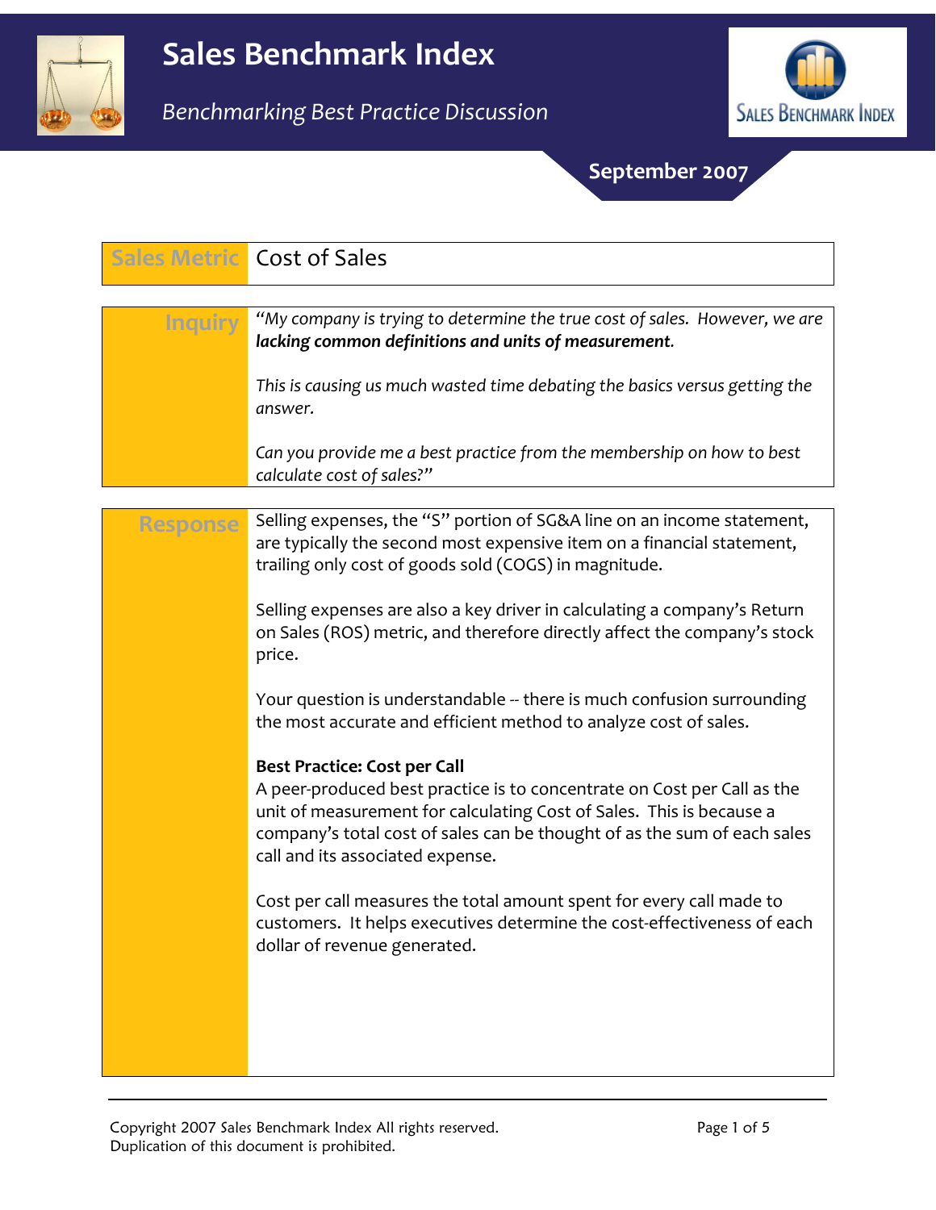# Sales Benchmark Index

*Benchmarking Best Practice Discussion*

**September 2007**

| Sales Metric | Cost of Sales |
|---|---|

**Inquiry**

*"My company is trying to determine the true cost of sales. However, we are* ***lacking common definitions and units of measurement****.*

*This is causing us much wasted time debating the basics versus getting the answer.*

*Can you provide me a best practice from the membership on how to best calculate cost of sales?"*

**Response**

Selling expenses, the "S" portion of SG&A line on an income statement, are typically the second most expensive item on a financial statement, trailing only cost of goods sold (COGS) in magnitude.

Selling expenses are also a key driver in calculating a company's Return on Sales (ROS) metric, and therefore directly affect the company's stock price.

Your question is understandable -- there is much confusion surrounding the most accurate and efficient method to analyze cost of sales.

**Best Practice: Cost per Call**

A peer-produced best practice is to concentrate on Cost per Call as the unit of measurement for calculating Cost of Sales. This is because a company's total cost of sales can be thought of as the sum of each sales call and its associated expense.

Cost per call measures the total amount spent for every call made to customers. It helps executives determine the cost-effectiveness of each dollar of revenue generated.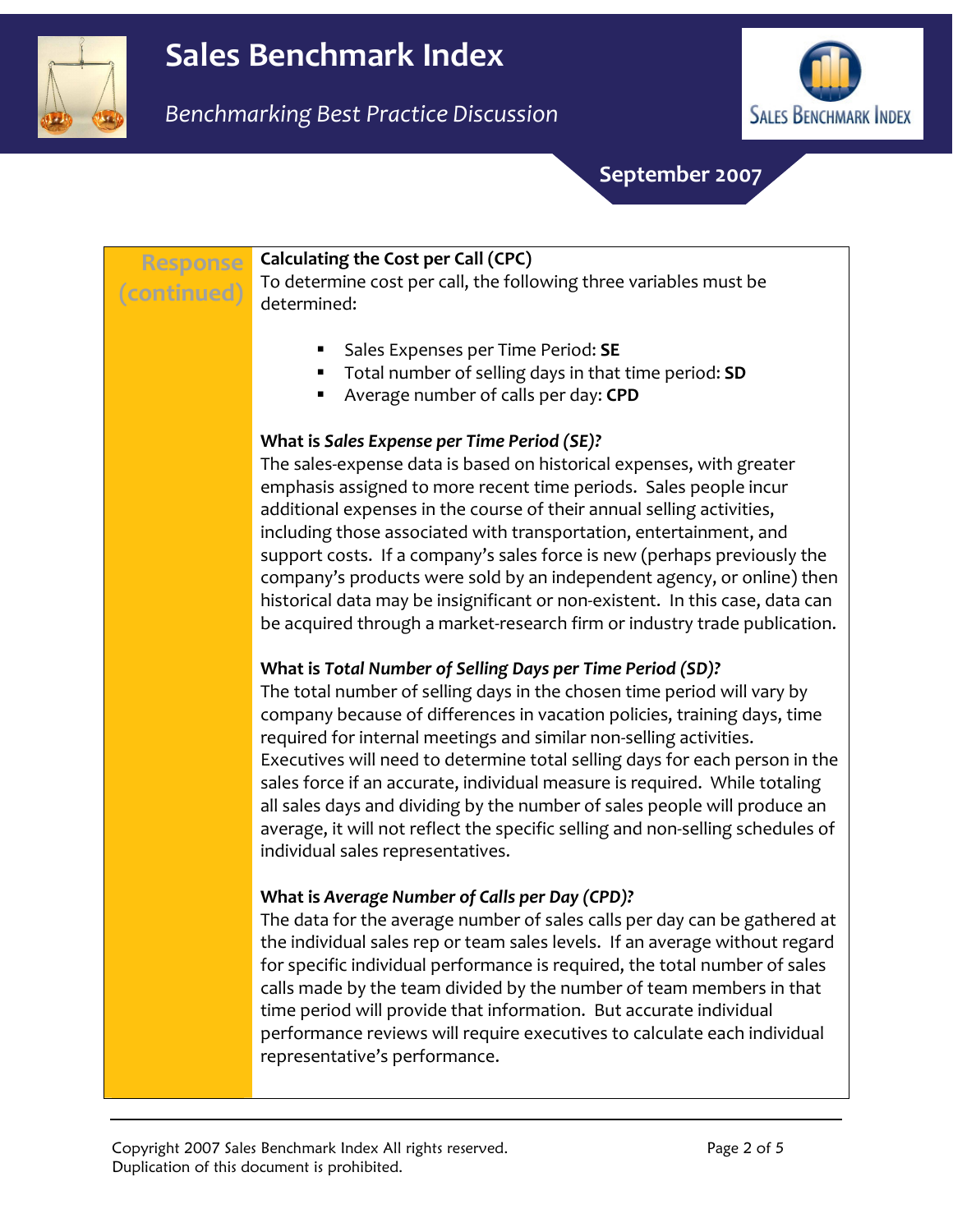**Response (continued)**

### Calculating the Cost per Call (CPC)

To determine cost per call, the following three variables must be determined:

- Sales Expenses per Time Period: **SE**
- Total number of selling days in that time period: **SD**
- Average number of calls per day: **CPD**

**What is *Sales Expense per Time Period (SE)?***

The sales-expense data is based on historical expenses, with greater emphasis assigned to more recent time periods. Sales people incur additional expenses in the course of their annual selling activities, including those associated with transportation, entertainment, and support costs. If a company's sales force is new (perhaps previously the company's products were sold by an independent agency, or online) then historical data may be insignificant or non-existent. In this case, data can be acquired through a market-research firm or industry trade publication.

**What is *Total Number of Selling Days per Time Period (SD)?***

The total number of selling days in the chosen time period will vary by company because of differences in vacation policies, training days, time required for internal meetings and similar non-selling activities. Executives will need to determine total selling days for each person in the sales force if an accurate, individual measure is required. While totaling all sales days and dividing by the number of sales people will produce an average, it will not reflect the specific selling and non-selling schedules of individual sales representatives.

**What is *Average Number of Calls per Day (CPD)?***

The data for the average number of sales calls per day can be gathered at the individual sales rep or team sales levels. If an average without regard for specific individual performance is required, the total number of sales calls made by the team divided by the number of team members in that time period will provide that information. But accurate individual performance reviews will require executives to calculate each individual representative's performance.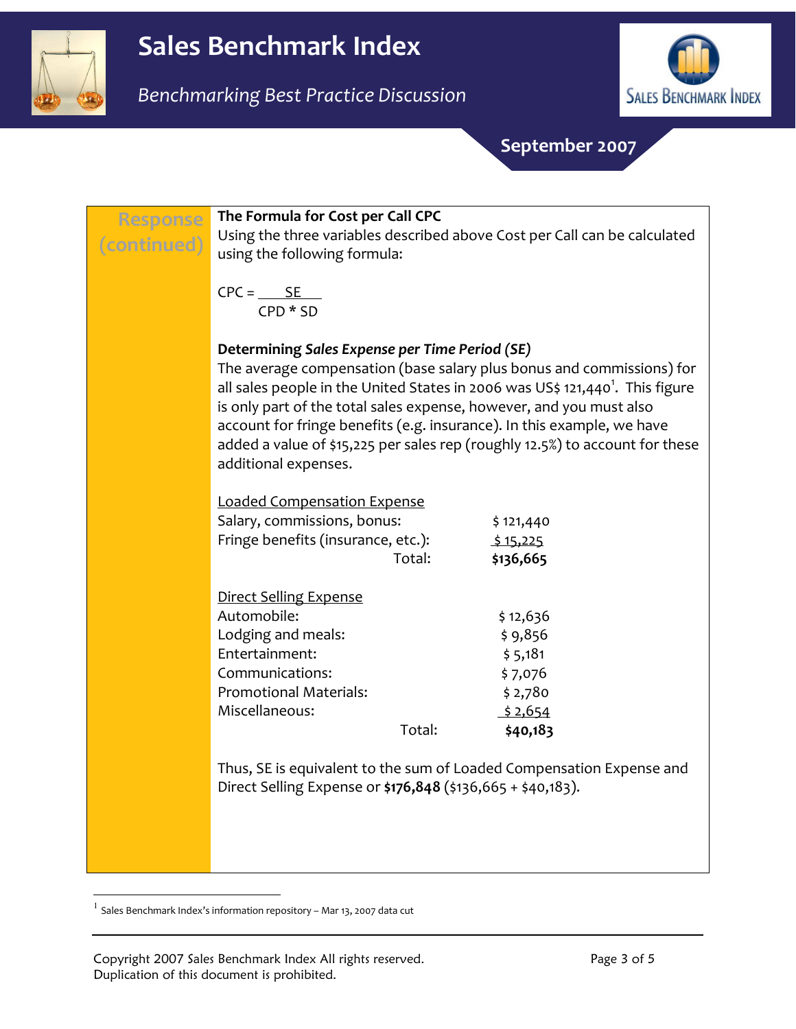# Sales Benchmark Index

*Benchmarking Best Practice Discussion*

**September 2007**

**Response (continued)**

**The Formula for Cost per Call CPC**

Using the three variables described above Cost per Call can be calculated using the following formula:

$$CPC = \frac{SE}{CPD * SD}$$

**Determining *Sales Expense per Time Period (SE)***

The average compensation (base salary plus bonus and commissions) for all sales people in the United States in 2006 was US$ 121,440[1]. This figure is only part of the total sales expense, however, and you must also account for fringe benefits (e.g. insurance). In this example, we have added a value of $15,225 per sales rep (roughly 12.5%) to account for these additional expenses.

| Loaded Compensation Expense | |
|---|---|
| Salary, commissions, bonus: | $ 121,440 |
| Fringe benefits (insurance, etc.): | $ 15,225 |
| Total: | **$136,665** |

| Direct Selling Expense | |
|---|---|
| Automobile: | $ 12,636 |
| Lodging and meals: | $ 9,856 |
| Entertainment: | $ 5,181 |
| Communications: | $ 7,076 |
| Promotional Materials: | $ 2,780 |
| Miscellaneous: | $ 2,654 |
| Total: | **$40,183** |

Thus, SE is equivalent to the sum of Loaded Compensation Expense and Direct Selling Expense or **$176,848** ($136,665 + $40,183).

---

[1] Sales Benchmark Index's information repository – Mar 13, 2007 data cut

Copyright 2007 Sales Benchmark Index All rights reserved.
Duplication of this document is prohibited.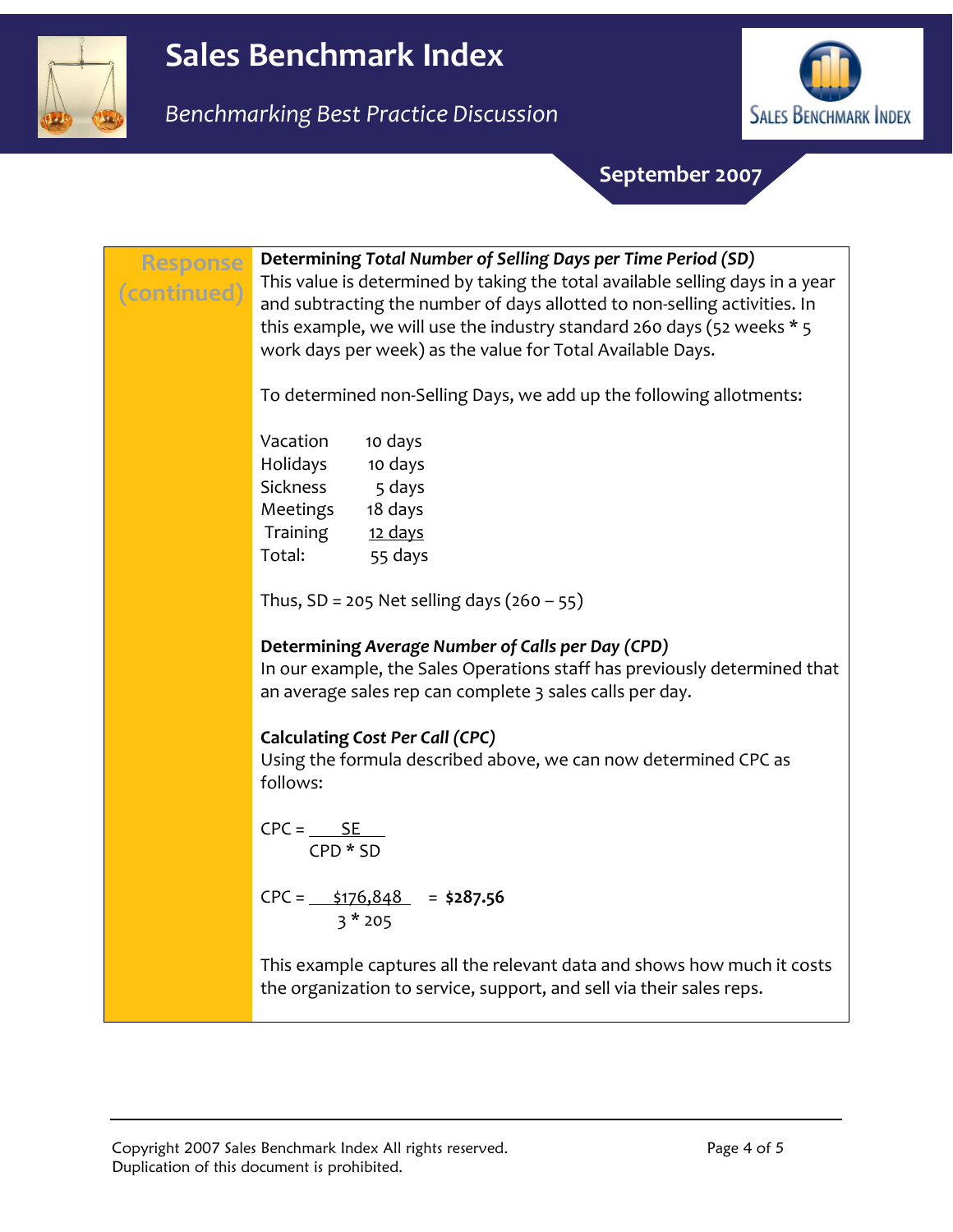**Response (continued)**

**Determining *Total Number of Selling Days per Time Period (SD)***

This value is determined by taking the total available selling days in a year and subtracting the number of days allotted to non-selling activities. In this example, we will use the industry standard 260 days (52 weeks * 5 work days per week) as the value for Total Available Days.

To determined non-Selling Days, we add up the following allotments:

| | |
|---|---|
| Vacation | 10 days |
| Holidays | 10 days |
| Sickness | 5 days |
| Meetings | 18 days |
| Training | 12 days |
| Total: | 55 days |

Thus, SD = 205 Net selling days (260 – 55)

**Determining *Average Number of Calls per Day (CPD)***

In our example, the Sales Operations staff has previously determined that an average sales rep can complete 3 sales calls per day.

**Calculating *Cost Per Call (CPC)***

Using the formula described above, we can now determined CPC as follows:

$$CPC = \frac{SE}{CPD * SD}$$

$$CPC = \frac{\$176,848}{3 * 205} = \mathbf{\$287.56}$$

This example captures all the relevant data and shows how much it costs the organization to service, support, and sell via their sales reps.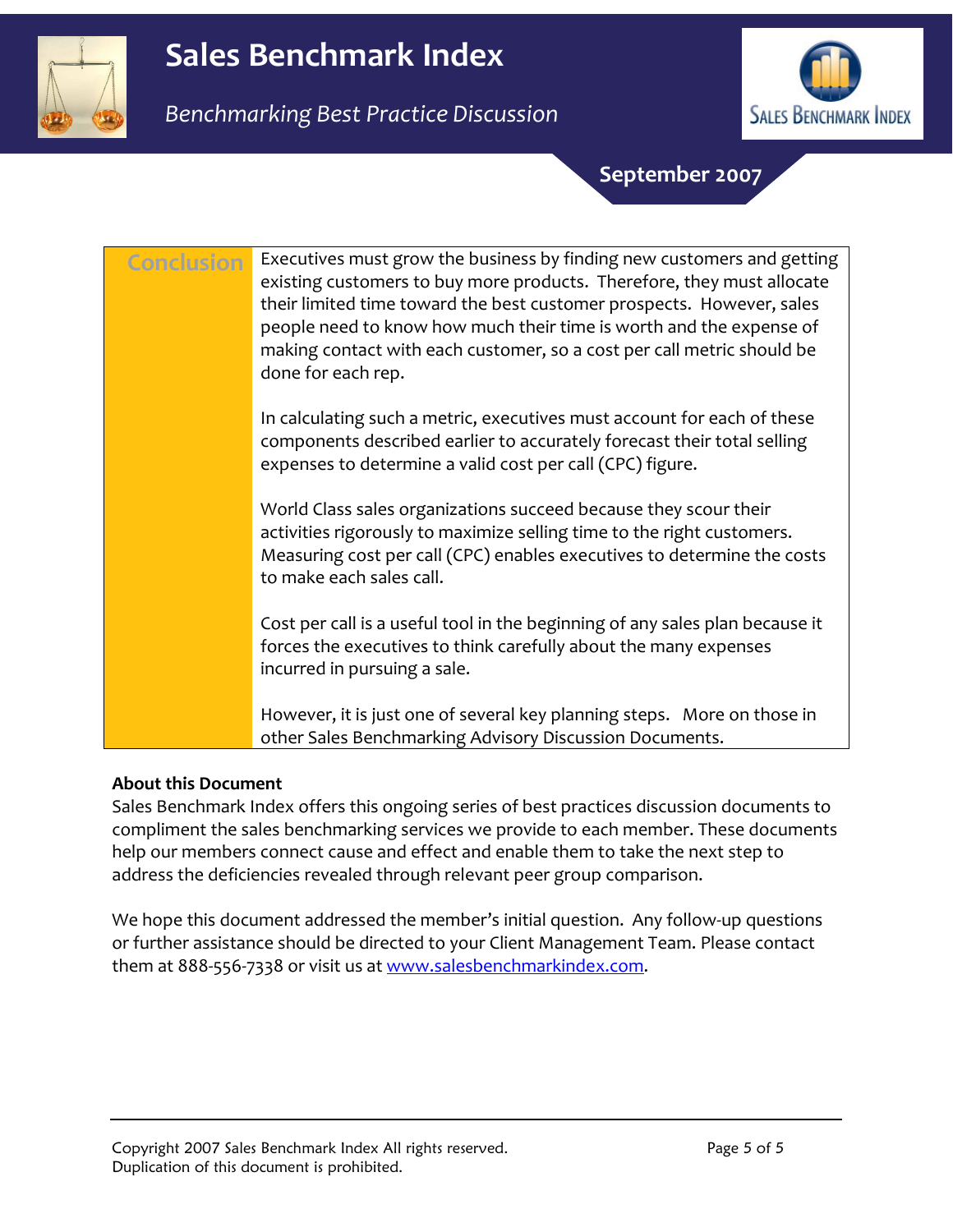## Conclusion

Executives must grow the business by finding new customers and getting existing customers to buy more products. Therefore, they must allocate their limited time toward the best customer prospects. However, sales people need to know how much their time is worth and the expense of making contact with each customer, so a cost per call metric should be done for each rep.

In calculating such a metric, executives must account for each of these components described earlier to accurately forecast their total selling expenses to determine a valid cost per call (CPC) figure.

World Class sales organizations succeed because they scour their activities rigorously to maximize selling time to the right customers. Measuring cost per call (CPC) enables executives to determine the costs to make each sales call.

Cost per call is a useful tool in the beginning of any sales plan because it forces the executives to think carefully about the many expenses incurred in pursuing a sale.

However, it is just one of several key planning steps. More on those in other Sales Benchmarking Advisory Discussion Documents.

**About this Document**

Sales Benchmark Index offers this ongoing series of best practices discussion documents to compliment the sales benchmarking services we provide to each member. These documents help our members connect cause and effect and enable them to take the next step to address the deficiencies revealed through relevant peer group comparison.

We hope this document addressed the member's initial question. Any follow-up questions or further assistance should be directed to your Client Management Team. Please contact them at 888-556-7338 or visit us at www.salesbenchmarkindex.com.

Copyright 2007 Sales Benchmark Index All rights reserved.
Duplication of this document is prohibited.